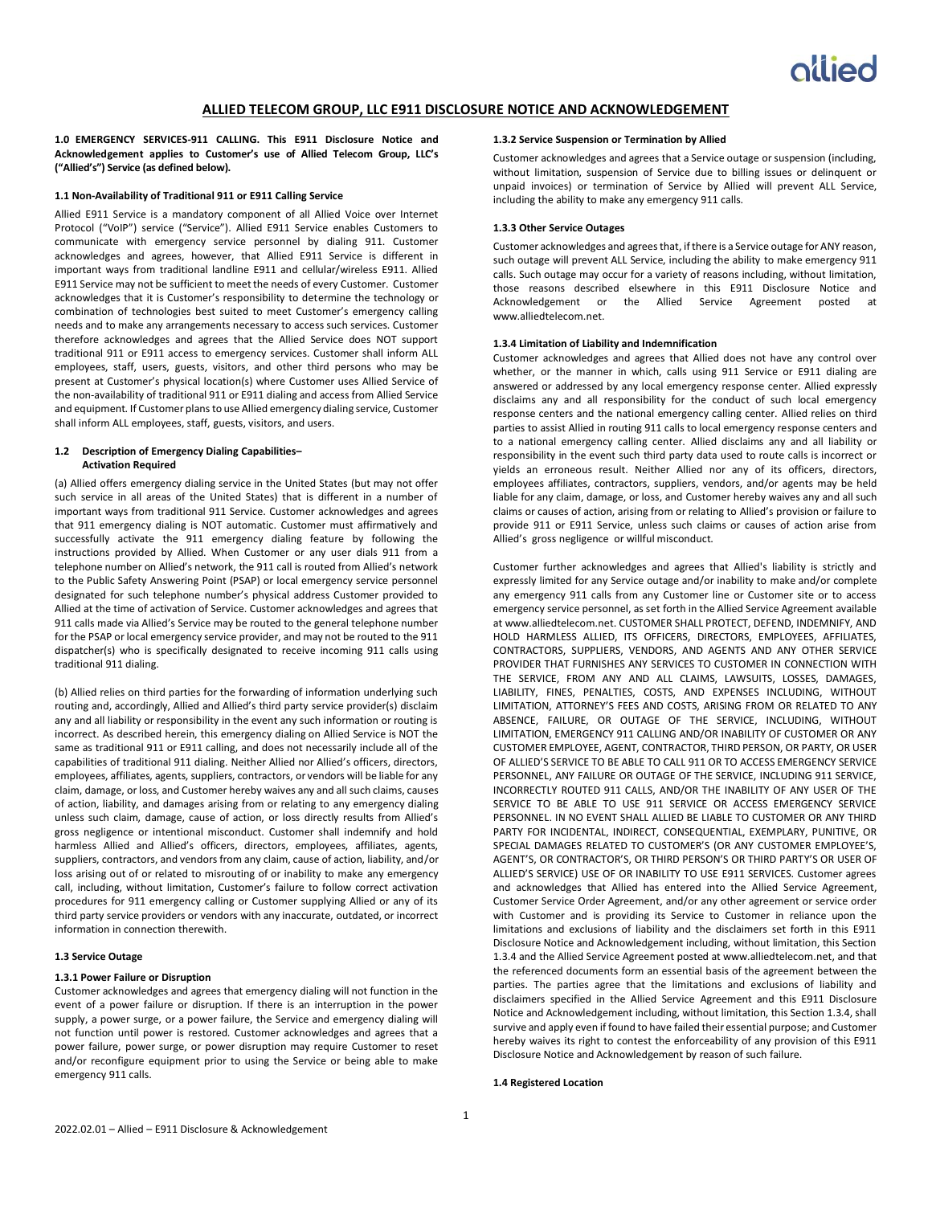# ALLIED TELECOM GROUP, LLC E911 DISCLOSURE NOTICE AND ACKNOWLEDGEMENT

**1.0 EMERGENCY SERVICES-911 CALLING. This E911 Disclosure Notice and Acknowledgement applies to Customer's use of Allied Telecom Group, LLC's ("Allied's") Service (as defined below).**

### 1.1 Non-Availability of Traditional 911 or E911 Calling Service

Allied E911 Service is a mandatory component of all Allied Voice over Internet Protocol ("VoIP") service ("Service"). Allied E911 Service enables Customers to communicate with emergency service personnel by dialing 911. Customer acknowledges and agrees, however, that Allied E911 Service is different in important ways from traditional landline E911 and cellular/wireless E911. Allied E911 Service may not be sufficient to meet the needs of every Customer. Customer acknowledges that it is Customer's responsibility to determine the technology or combination of technologies best suited to meet Customer's emergency calling needs and to make any arrangements necessary to access such services. Customer therefore acknowledges and agrees that the Allied Service does NOT support traditional 911 or E911 access to emergency services. Customer shall inform ALL employees, staff, users, guests, visitors, and other third persons who may be present at Customer's physical location(s) where Customer uses Allied Service of the non-availability of traditional 911 or E911 dialing and access from Allied Service and equipment. If Customer plans to use Allied emergency dialing service, Customer shall inform ALL employees, staff, guests, visitors, and users.

### 1.2 Description of Emergency Dialing Capabilities– Activation Required

(a) Allied offers emergency dialing service in the United States (but may not offer such service in all areas of the United States) that is different in a number of important ways from traditional 911 Service. Customer acknowledges and agrees that 911 emergency dialing is NOT automatic. Customer must affirmatively and successfully activate the 911 emergency dialing feature by following the instructions provided by Allied. When Customer or any user dials 911 from a telephone number on Allied's network, the 911 call is routed from Allied's network to the Public Safety Answering Point (PSAP) or local emergency service personnel designated for such telephone number's physical address Customer provided to Allied at the time of activation of Service. Customer acknowledges and agrees that 911 calls made via Allied's Service may be routed to the general telephone number for the PSAP or local emergency service provider, and may not be routed to the 911 dispatcher(s) who is specifically designated to receive incoming 911 calls using traditional 911 dialing.

(b) Allied relies on third parties for the forwarding of information underlying such routing and, accordingly, Allied and Allied's third party service provider(s) disclaim any and all liability or responsibility in the event any such information or routing is incorrect. As described herein, this emergency dialing on Allied Service is NOT the same as traditional 911 or E911 calling, and does not necessarily include all of the capabilities of traditional 911 dialing. Neither Allied nor Allied's officers, directors, employees, affiliates, agents, suppliers, contractors, or vendors will be liable for any claim, damage, or loss, and Customer hereby waives any and all such claims, causes of action, liability, and damages arising from or relating to any emergency dialing unless such claim, damage, cause of action, or loss directly results from Allied's gross negligence or intentional misconduct. Customer shall indemnify and hold harmless Allied and Allied's officers, directors, employees, affiliates, agents, suppliers, contractors, and vendors from any claim, cause of action, liability, and/or loss arising out of or related to misrouting of or inability to make any emergency call, including, without limitation, Customer's failure to follow correct activation procedures for 911 emergency calling or Customer supplying Allied or any of its third party service providers or vendors with any inaccurate, outdated, or incorrect information in connection therewith.

### 1.3 Service Outage

#### 1.3.1 Power Failure or Disruption

Customer acknowledges and agrees that emergency dialing will not function in the event of a power failure or disruption. If there is an interruption in the power supply, a power surge, or a power failure, the Service and emergency dialing will not function until power is restored. Customer acknowledges and agrees that a power failure, power surge, or power disruption may require Customer to reset and/or reconfigure equipment prior to using the Service or being able to make emergency 911 calls.

#### 1.3.2 Service Suspension or Termination by Allied

Customer acknowledges and agrees that a Service outage or suspension (including, without limitation, suspension of Service due to billing issues or delinquent or unpaid invoices) or termination of Service by Allied will prevent ALL Service, including the ability to make any emergency 911 calls.

#### 1.3.3 Other Service Outages

Customer acknowledges and agrees that, if there is a Service outage for ANY reason, such outage will prevent ALL Service, including the ability to make emergency 911 calls. Such outage may occur for a variety of reasons including, without limitation, those reasons described elsewhere in this E911 Disclosure Notice and Acknowledgement or the Allied Service Agreement posted at www.alliedtelecom.net.

#### 1.3.4 Limitation of Liability and Indemnification

Customer acknowledges and agrees that Allied does not have any control over whether, or the manner in which, calls using 911 Service or E911 dialing are answered or addressed by any local emergency response center. Allied expressly disclaims any and all responsibility for the conduct of such local emergency response centers and the national emergency calling center. Allied relies on third parties to assist Allied in routing 911 calls to local emergency response centers and to a national emergency calling center. Allied disclaims any and all liability or responsibility in the event such third party data used to route calls is incorrect or yields an erroneous result. Neither Allied nor any of its officers, directors, employees affiliates, contractors, suppliers, vendors, and/or agents may be held liable for any claim, damage, or loss, and Customer hereby waives any and all such claims or causes of action, arising from or relating to Allied's provision or failure to provide 911 or E911 Service, unless such claims or causes of action arise from Allied's gross negligence or willful misconduct.

Customer further acknowledges and agrees that Allied's liability is strictly and expressly limited for any Service outage and/or inability to make and/or complete any emergency 911 calls from any Customer line or Customer site or to access emergency service personnel, as set forth in the Allied Service Agreement available at www.alliedtelecom.net. CUSTOMER SHALL PROTECT, DEFEND, INDEMNIFY, AND HOLD HARMLESS ALLIED, ITS OFFICERS, DIRECTORS, EMPLOYEES, AFFILIATES, CONTRACTORS, SUPPLIERS, VENDORS, AND AGENTS AND ANY OTHER SERVICE PROVIDER THAT FURNISHES ANY SERVICES TO CUSTOMER IN CONNECTION WITH THE SERVICE, FROM ANY AND ALL CLAIMS, LAWSUITS, LOSSES, DAMAGES, LIABILITY, FINES, PENALTIES, COSTS, AND EXPENSES INCLUDING, WITHOUT LIMITATION, ATTORNEY'S FEES AND COSTS, ARISING FROM OR RELATED TO ANY ABSENCE, FAILURE, OR OUTAGE OF THE SERVICE, INCLUDING, WITHOUT LIMITATION, EMERGENCY 911 CALLING AND/OR INABILITY OF CUSTOMER OR ANY CUSTOMER EMPLOYEE, AGENT, CONTRACTOR, THIRD PERSON, OR PARTY, OR USER OF ALLIED'S SERVICE TO BE ABLE TO CALL 911 OR TO ACCESS EMERGENCY SERVICE PERSONNEL, ANY FAILURE OR OUTAGE OF THE SERVICE, INCLUDING 911 SERVICE, INCORRECTLY ROUTED 911 CALLS, AND/OR THE INABILITY OF ANY USER OF THE SERVICE TO BE ABLE TO USE 911 SERVICE OR ACCESS EMERGENCY SERVICE PERSONNEL. IN NO EVENT SHALL ALLIED BE LIABLE TO CUSTOMER OR ANY THIRD PARTY FOR INCIDENTAL, INDIRECT, CONSEQUENTIAL, EXEMPLARY, PUNITIVE, OR SPECIAL DAMAGES RELATED TO CUSTOMER'S (OR ANY CUSTOMER EMPLOYEE'S, AGENT'S, OR CONTRACTOR'S, OR THIRD PERSON'S OR THIRD PARTY'S OR USER OF ALLIED'S SERVICE) USE OF OR INABILITY TO USE E911 SERVICES. Customer agrees and acknowledges that Allied has entered into the Allied Service Agreement, Customer Service Order Agreement, and/or any other agreement or service order with Customer and is providing its Service to Customer in reliance upon the limitations and exclusions of liability and the disclaimers set forth in this E911 Disclosure Notice and Acknowledgement including, without limitation, this Section 1.3.4 and the Allied Service Agreement posted at www.alliedtelecom.net, and that the referenced documents form an essential basis of the agreement between the parties. The parties agree that the limitations and exclusions of liability and disclaimers specified in the Allied Service Agreement and this E911 Disclosure Notice and Acknowledgement including, without limitation, this Section 1.3.4, shall survive and apply even if found to have failed their essential purpose; and Customer hereby waives its right to contest the enforceability of any provision of this E911 Disclosure Notice and Acknowledgement by reason of such failure.

### 1.4 Registered Location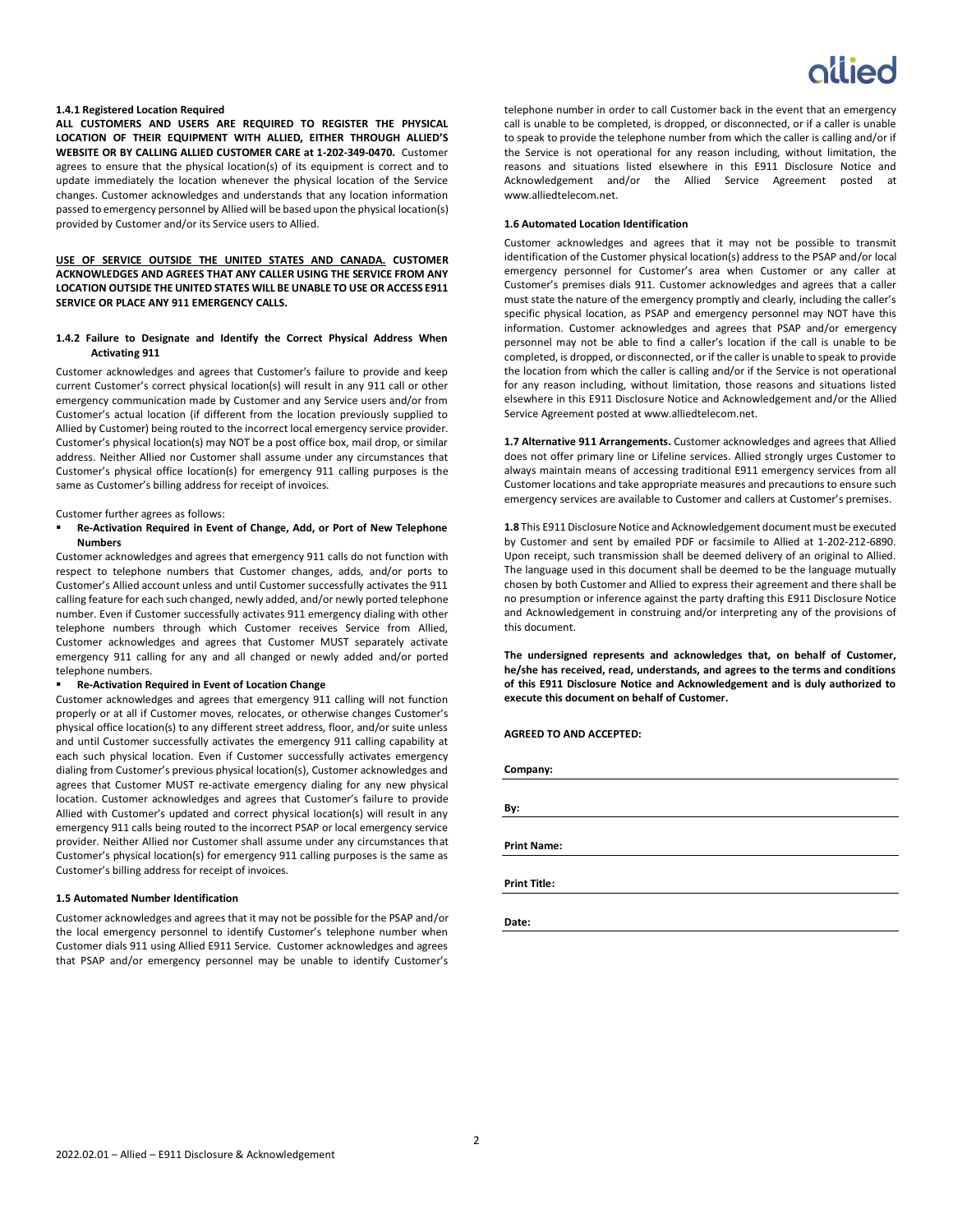#### 1.4.1 Registered Location Required

**ALL CUSTOMERS AND USERS ARE REQUIRED TO REGISTER THE PHYSICAL LOCATION OF THEIR EQUIPMENT WITH ALLIED, EITHER THROUGH ALLIED'S WEBSITE OR BY CALLING ALLIED CUSTOMER CARE at 1-202-349-0470.** Customer agrees to ensure that the physical location(s) of its equipment is correct and to update immediately the location whenever the physical location of the Service changes. Customer acknowledges and understands that any location information passed to emergency personnel by Allied will be based upon the physical location(s) provided by Customer and/or its Service users to Allied.

**USE OF SERVICE OUTSIDE THE UNITED STATES AND CANADA. CUSTOMER ACKNOWLEDGES AND AGREES THAT ANY CALLER USING THE SERVICE FROM ANY LOCATION OUTSIDE THE UNITED STATES WILL BE UNABLE TO USE OR ACCESS E911 SERVICE OR PLACE ANY 911 EMERGENCY CALLS.**

#### 1.4.2 Failure to Designate and Identify the Correct Physical Address When Activating 911

Customer acknowledges and agrees that Customer's failure to provide and keep current Customer's correct physical location(s) will result in any 911 call or other emergency communication made by Customer and any Service users and/or from Customer's actual location (if different from the location previously supplied to Allied by Customer) being routed to the incorrect local emergency service provider. Customer's physical location(s) may NOT be a post office box, mail drop, or similar address. Neither Allied nor Customer shall assume under any circumstances that Customer's physical office location(s) for emergency 911 calling purposes is the same as Customer's billing address for receipt of invoices.

Customer further agrees as follows:

- **Re-Activation Required in Event of Change, Add, or Port of New Telephone Numbers**

Customer acknowledges and agrees that emergency 911 calls do not function with respect to telephone numbers that Customer changes, adds, and/or ports to Customer's Allied account unless and until Customer successfully activates the 911 calling feature for each such changed, newly added, and/or newly ported telephone number. Even if Customer successfully activates 911 emergency dialing with other telephone numbers through which Customer receives Service from Allied, Customer acknowledges and agrees that Customer MUST separately activate emergency 911 calling for any and all changed or newly added and/or ported telephone numbers.

- **Re-Activation Required in Event of Location Change**

Customer acknowledges and agrees that emergency 911 calling will not function properly or at all if Customer moves, relocates, or otherwise changes Customer's physical office location(s) to any different street address, floor, and/or suite unless and until Customer successfully activates the emergency 911 calling capability at each such physical location. Even if Customer successfully activates emergency dialing from Customer's previous physical location(s), Customer acknowledges and agrees that Customer MUST re-activate emergency dialing for any new physical location. Customer acknowledges and agrees that Customer's failure to provide Allied with Customer's updated and correct physical location(s) will result in any emergency 911 calls being routed to the incorrect PSAP or local emergency service provider. Neither Allied nor Customer shall assume under any circumstances that Customer's physical location(s) for emergency 911 calling purposes is the same as Customer's billing address for receipt of invoices.

#### 1.5 Automated Number Identification

Customer acknowledges and agrees that it may not be possible for the PSAP and/or the local emergency personnel to identify Customer's telephone number when Customer dials 911 using Allied E911 Service. Customer acknowledges and agrees that PSAP and/or emergency personnel may be unable to identify Customer's telephone number in order to call Customer back in the event that an emergency call is unable to be completed, is dropped, or disconnected, or if a caller is unable to speak to provide the telephone number from which the caller is calling and/or if the Service is not operational for any reason including, without limitation, the reasons and situations listed elsewhere in this E911 Disclosure Notice and Acknowledgement and/or the Allied Service Agreement posted at www.alliedtelecom.net.

#### 1.6 Automated Location Identification

Customer acknowledges and agrees that it may not be possible to transmit identification of the Customer physical location(s) address to the PSAP and/or local emergency personnel for Customer's area when Customer or any caller at Customer's premises dials 911. Customer acknowledges and agrees that a caller must state the nature of the emergency promptly and clearly, including the caller's specific physical location, as PSAP and emergency personnel may NOT have this information. Customer acknowledges and agrees that PSAP and/or emergency personnel may not be able to find a caller's location if the call is unable to be completed, is dropped, or disconnected, or if the caller is unable to speak to provide the location from which the caller is calling and/or if the Service is not operational for any reason including, without limitation, those reasons and situations listed elsewhere in this E911 Disclosure Notice and Acknowledgement and/or the Allied Service Agreement posted at www.alliedtelecom.net.

**1.7 Alternative 911 Arrangements.** Customer acknowledges and agrees that Allied does not offer primary line or Lifeline services. Allied strongly urges Customer to always maintain means of accessing traditional E911 emergency services from all Customer locations and take appropriate measures and precautions to ensure such emergency services are available to Customer and callers at Customer's premises.

**1.8** This E911 Disclosure Notice and Acknowledgement document must be executed by Customer and sent by emailed PDF or facsimile to Allied at 1-202-212-6890. Upon receipt, such transmission shall be deemed delivery of an original to Allied. The language used in this document shall be deemed to be the language mutually chosen by both Customer and Allied to express their agreement and there shall be no presumption or inference against the party drafting this E911 Disclosure Notice and Acknowledgement in construing and/or interpreting any of the provisions of this document.

**The undersigned represents and acknowledges that, on behalf of Customer, he/she has received, read, understands, and agrees to the terms and conditions of this E911 Disclosure Notice and Acknowledgement and is duly authorized to execute this document on behalf of Customer.**

**AGREED TO AND ACCEPTED:**

**Company:** ______________________________

**By:** ______________________________

**Print Name:** ______________________________

**Print Title:** ______________________________

**Date:** ______________________________

2022.02.01 – Allied – E911 Disclosure & Acknowledgement